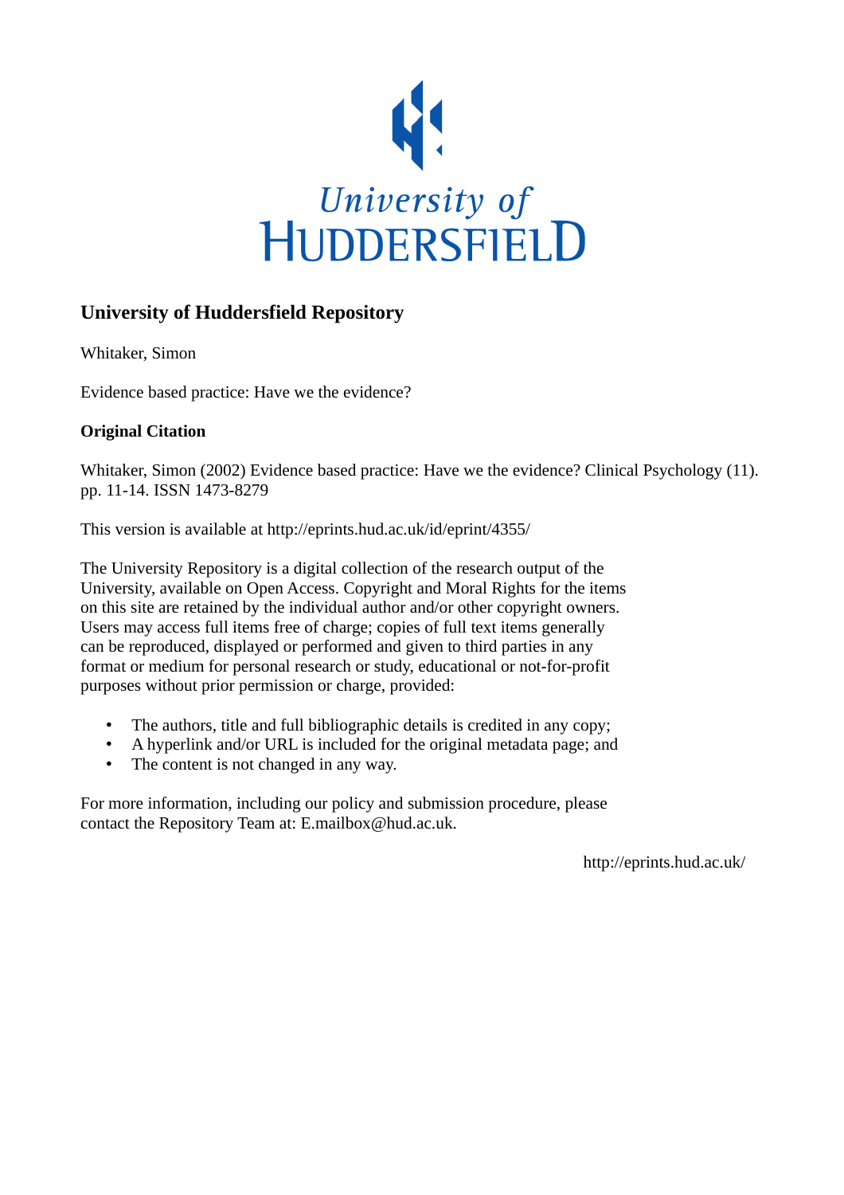University of HUDDERSFIELD

# University of Huddersfield Repository

Whitaker, Simon

Evidence based practice: Have we the evidence?

**Original Citation**

Whitaker, Simon (2002) Evidence based practice: Have we the evidence? Clinical Psychology (11). pp. 11-14. ISSN 1473-8279

This version is available at http://eprints.hud.ac.uk/id/eprint/4355/

The University Repository is a digital collection of the research output of the University, available on Open Access. Copyright and Moral Rights for the items on this site are retained by the individual author and/or other copyright owners. Users may access full items free of charge; copies of full text items generally can be reproduced, displayed or performed and given to third parties in any format or medium for personal research or study, educational or not-for-profit purposes without prior permission or charge, provided:

- The authors, title and full bibliographic details is credited in any copy;
- A hyperlink and/or URL is included for the original metadata page; and
- The content is not changed in any way.

For more information, including our policy and submission procedure, please contact the Repository Team at: E.mailbox@hud.ac.uk.

http://eprints.hud.ac.uk/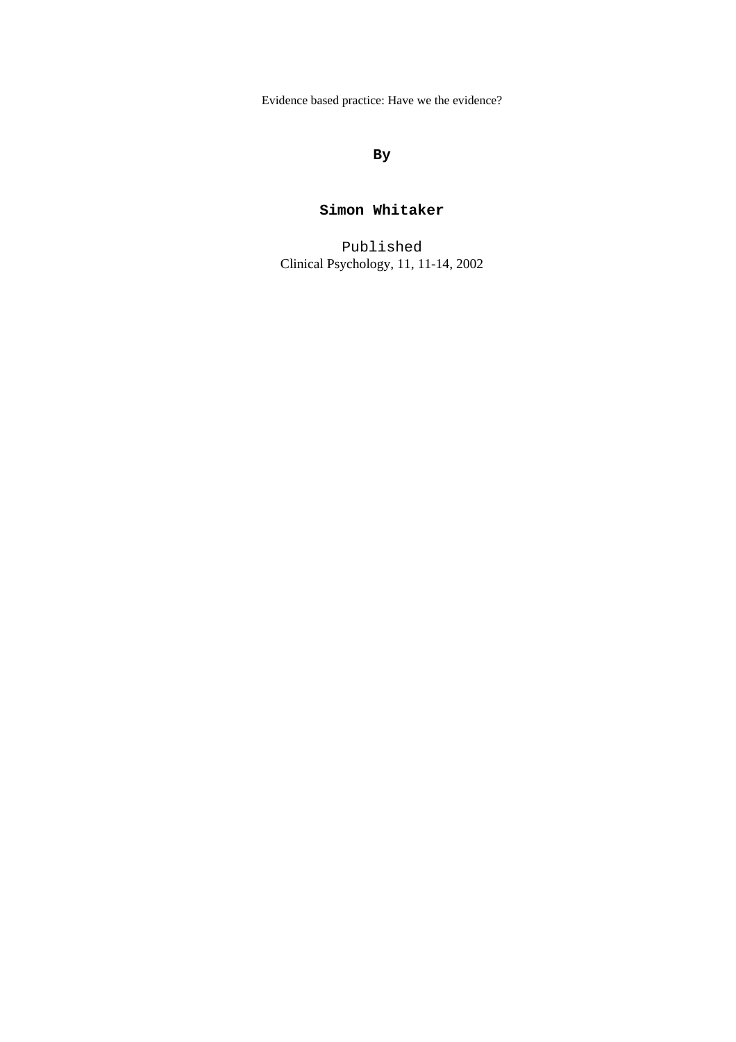Evidence based practice: Have we the evidence?

**By**

**Simon Whitaker**

Published
Clinical Psychology, 11, 11-14, 2002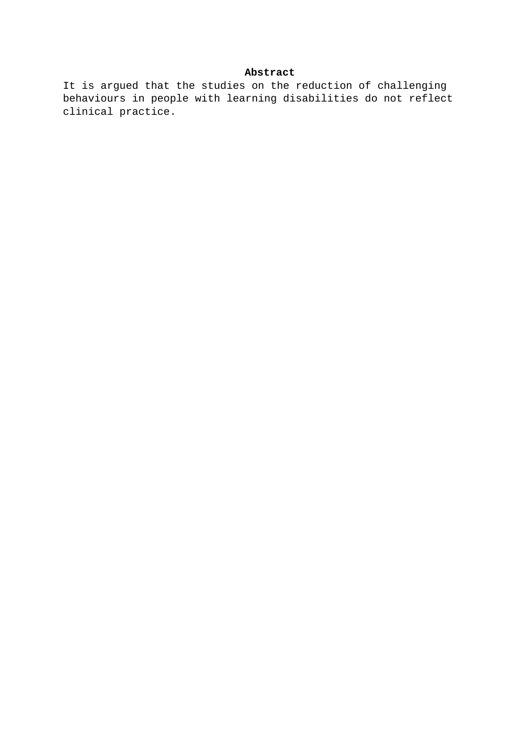## Abstract

It is argued that the studies on the reduction of challenging behaviours in people with learning disabilities do not reflect clinical practice.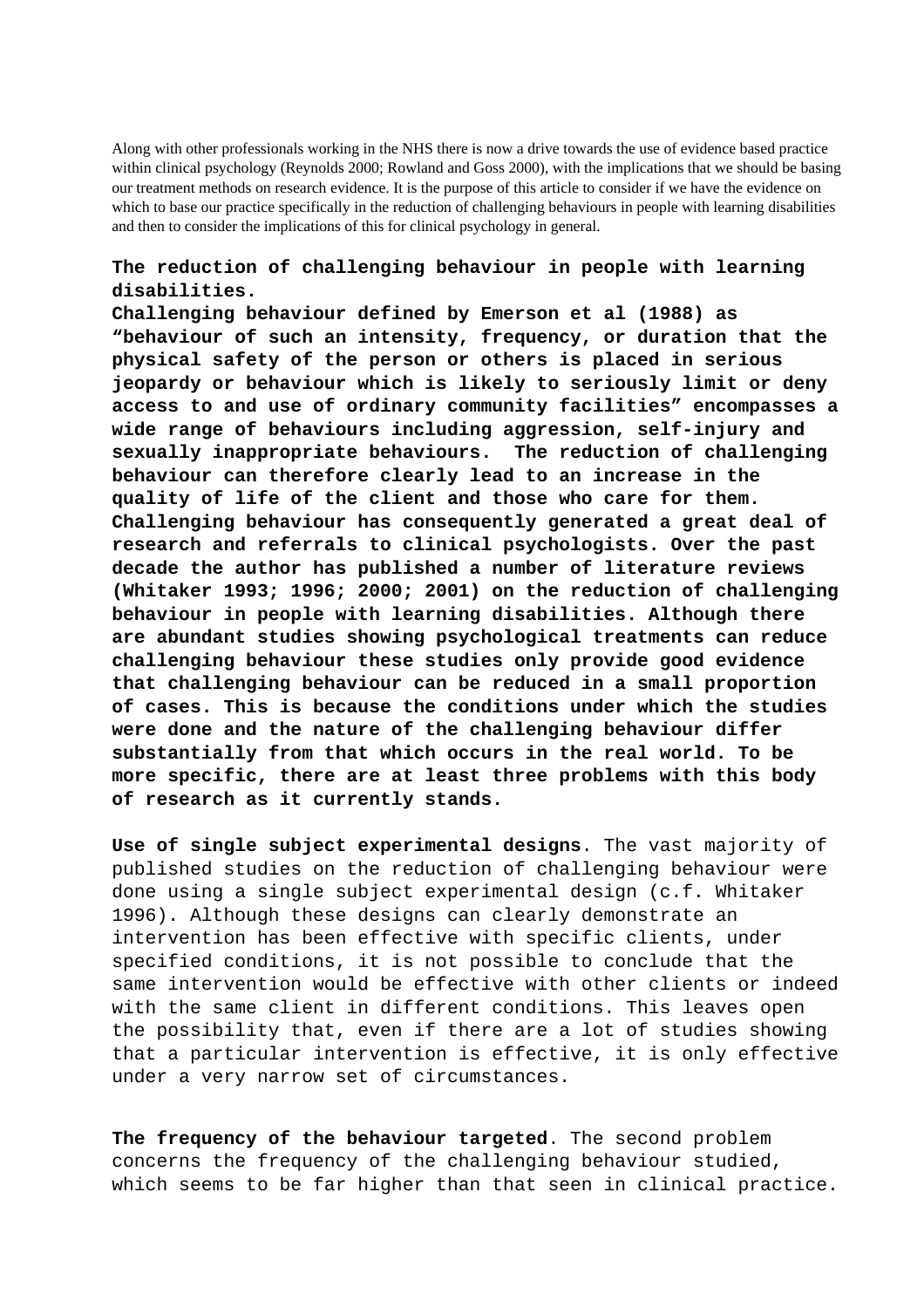Along with other professionals working in the NHS there is now a drive towards the use of evidence based practice within clinical psychology (Reynolds 2000; Rowland and Goss 2000), with the implications that we should be basing our treatment methods on research evidence. It is the purpose of this article to consider if we have the evidence on which to base our practice specifically in the reduction of challenging behaviours in people with learning disabilities and then to consider the implications of this for clinical psychology in general.

**The reduction of challenging behaviour in people with learning disabilities.**

**Challenging behaviour defined by Emerson et al (1988) as "behaviour of such an intensity, frequency, or duration that the physical safety of the person or others is placed in serious jeopardy or behaviour which is likely to seriously limit or deny access to and use of ordinary community facilities" encompasses a wide range of behaviours including aggression, self-injury and sexually inappropriate behaviours. The reduction of challenging behaviour can therefore clearly lead to an increase in the quality of life of the client and those who care for them. Challenging behaviour has consequently generated a great deal of research and referrals to clinical psychologists. Over the past decade the author has published a number of literature reviews (Whitaker 1993; 1996; 2000; 2001) on the reduction of challenging behaviour in people with learning disabilities. Although there are abundant studies showing psychological treatments can reduce challenging behaviour these studies only provide good evidence that challenging behaviour can be reduced in a small proportion of cases. This is because the conditions under which the studies were done and the nature of the challenging behaviour differ substantially from that which occurs in the real world. To be more specific, there are at least three problems with this body of research as it currently stands.**

**Use of single subject experimental designs**. The vast majority of published studies on the reduction of challenging behaviour were done using a single subject experimental design (c.f. Whitaker 1996). Although these designs can clearly demonstrate an intervention has been effective with specific clients, under specified conditions, it is not possible to conclude that the same intervention would be effective with other clients or indeed with the same client in different conditions. This leaves open the possibility that, even if there are a lot of studies showing that a particular intervention is effective, it is only effective under a very narrow set of circumstances.

**The frequency of the behaviour targeted**. The second problem concerns the frequency of the challenging behaviour studied, which seems to be far higher than that seen in clinical practice.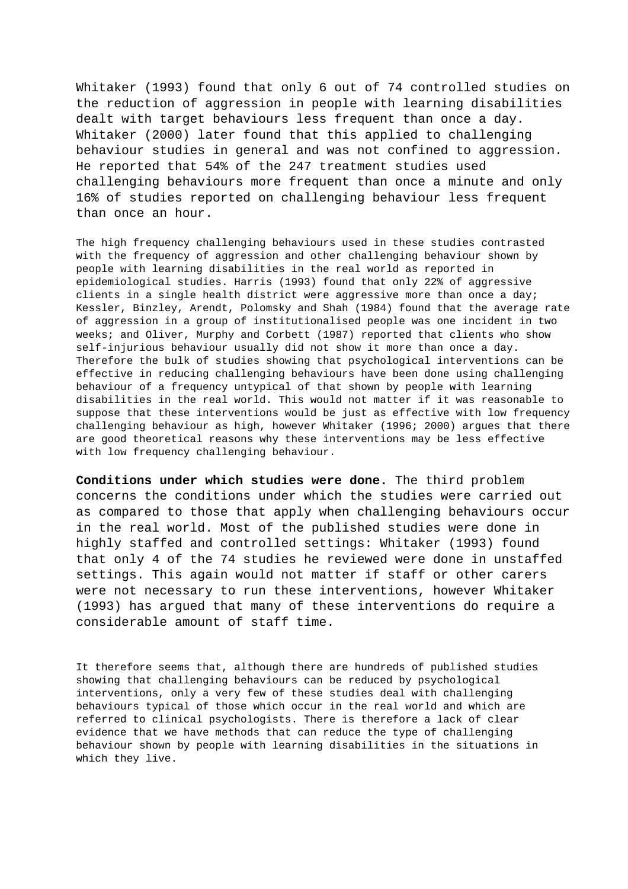Whitaker (1993) found that only 6 out of 74 controlled studies on the reduction of aggression in people with learning disabilities dealt with target behaviours less frequent than once a day. Whitaker (2000) later found that this applied to challenging behaviour studies in general and was not confined to aggression. He reported that 54% of the 247 treatment studies used challenging behaviours more frequent than once a minute and only 16% of studies reported on challenging behaviour less frequent than once an hour.

The high frequency challenging behaviours used in these studies contrasted with the frequency of aggression and other challenging behaviour shown by people with learning disabilities in the real world as reported in epidemiological studies. Harris (1993) found that only 22% of aggressive clients in a single health district were aggressive more than once a day; Kessler, Binzley, Arendt, Polomsky and Shah (1984) found that the average rate of aggression in a group of institutionalised people was one incident in two weeks; and Oliver, Murphy and Corbett (1987) reported that clients who show self-injurious behaviour usually did not show it more than once a day. Therefore the bulk of studies showing that psychological interventions can be effective in reducing challenging behaviours have been done using challenging behaviour of a frequency untypical of that shown by people with learning disabilities in the real world. This would not matter if it was reasonable to suppose that these interventions would be just as effective with low frequency challenging behaviour as high, however Whitaker (1996; 2000) argues that there are good theoretical reasons why these interventions may be less effective with low frequency challenging behaviour.

**Conditions under which studies were done.** The third problem concerns the conditions under which the studies were carried out as compared to those that apply when challenging behaviours occur in the real world. Most of the published studies were done in highly staffed and controlled settings: Whitaker (1993) found that only 4 of the 74 studies he reviewed were done in unstaffed settings. This again would not matter if staff or other carers were not necessary to run these interventions, however Whitaker (1993) has argued that many of these interventions do require a considerable amount of staff time.

It therefore seems that, although there are hundreds of published studies showing that challenging behaviours can be reduced by psychological interventions, only a very few of these studies deal with challenging behaviours typical of those which occur in the real world and which are referred to clinical psychologists. There is therefore a lack of clear evidence that we have methods that can reduce the type of challenging behaviour shown by people with learning disabilities in the situations in which they live.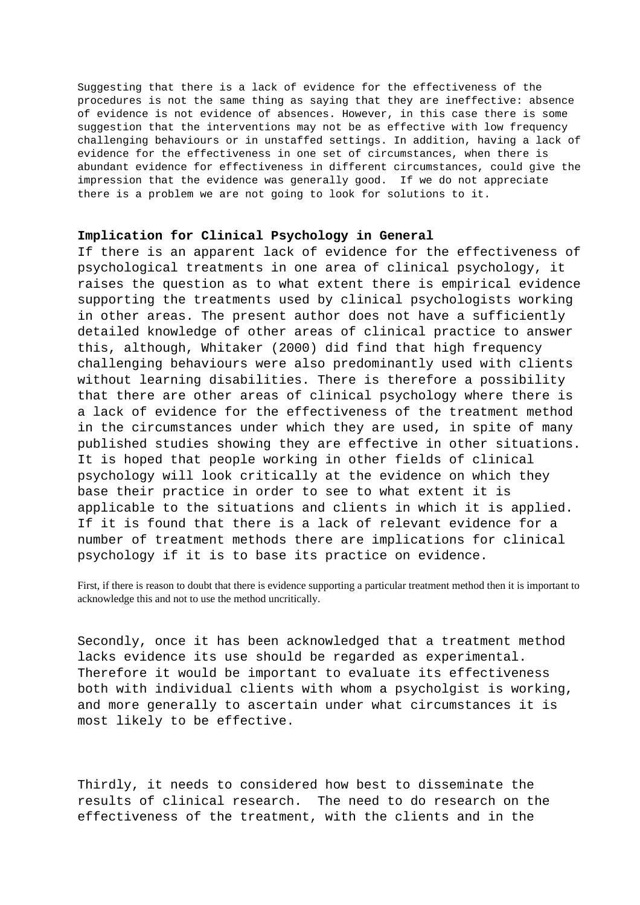Suggesting that there is a lack of evidence for the effectiveness of the procedures is not the same thing as saying that they are ineffective: absence of evidence is not evidence of absences. However, in this case there is some suggestion that the interventions may not be as effective with low frequency challenging behaviours or in unstaffed settings. In addition, having a lack of evidence for the effectiveness in one set of circumstances, when there is abundant evidence for effectiveness in different circumstances, could give the impression that the evidence was generally good. If we do not appreciate there is a problem we are not going to look for solutions to it.

**Implication for Clinical Psychology in General**

If there is an apparent lack of evidence for the effectiveness of psychological treatments in one area of clinical psychology, it raises the question as to what extent there is empirical evidence supporting the treatments used by clinical psychologists working in other areas. The present author does not have a sufficiently detailed knowledge of other areas of clinical practice to answer this, although, Whitaker (2000) did find that high frequency challenging behaviours were also predominantly used with clients without learning disabilities. There is therefore a possibility that there are other areas of clinical psychology where there is a lack of evidence for the effectiveness of the treatment method in the circumstances under which they are used, in spite of many published studies showing they are effective in other situations. It is hoped that people working in other fields of clinical psychology will look critically at the evidence on which they base their practice in order to see to what extent it is applicable to the situations and clients in which it is applied. If it is found that there is a lack of relevant evidence for a number of treatment methods there are implications for clinical psychology if it is to base its practice on evidence.

First, if there is reason to doubt that there is evidence supporting a particular treatment method then it is important to acknowledge this and not to use the method uncritically.

Secondly, once it has been acknowledged that a treatment method lacks evidence its use should be regarded as experimental. Therefore it would be important to evaluate its effectiveness both with individual clients with whom a psycholgist is working, and more generally to ascertain under what circumstances it is most likely to be effective.

Thirdly, it needs to considered how best to disseminate the results of clinical research. The need to do research on the effectiveness of the treatment, with the clients and in the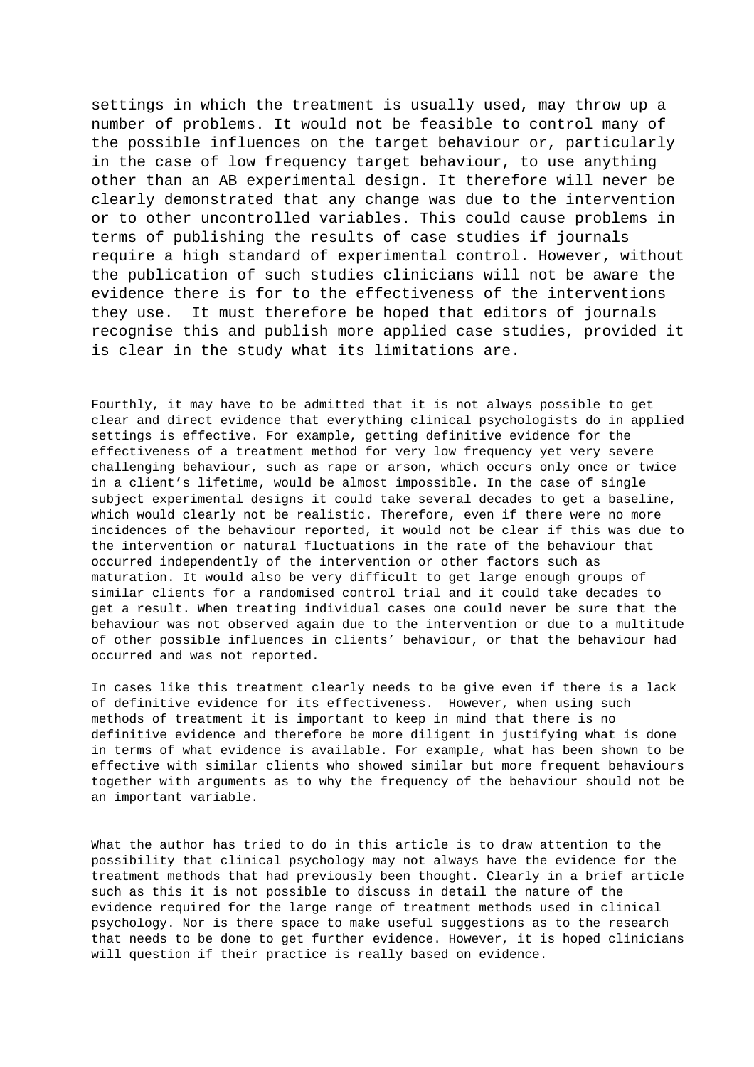settings in which the treatment is usually used, may throw up a number of problems. It would not be feasible to control many of the possible influences on the target behaviour or, particularly in the case of low frequency target behaviour, to use anything other than an AB experimental design. It therefore will never be clearly demonstrated that any change was due to the intervention or to other uncontrolled variables. This could cause problems in terms of publishing the results of case studies if journals require a high standard of experimental control. However, without the publication of such studies clinicians will not be aware the evidence there is for to the effectiveness of the interventions they use. It must therefore be hoped that editors of journals recognise this and publish more applied case studies, provided it is clear in the study what its limitations are.

Fourthly, it may have to be admitted that it is not always possible to get clear and direct evidence that everything clinical psychologists do in applied settings is effective. For example, getting definitive evidence for the effectiveness of a treatment method for very low frequency yet very severe challenging behaviour, such as rape or arson, which occurs only once or twice in a client's lifetime, would be almost impossible. In the case of single subject experimental designs it could take several decades to get a baseline, which would clearly not be realistic. Therefore, even if there were no more incidences of the behaviour reported, it would not be clear if this was due to the intervention or natural fluctuations in the rate of the behaviour that occurred independently of the intervention or other factors such as maturation. It would also be very difficult to get large enough groups of similar clients for a randomised control trial and it could take decades to get a result. When treating individual cases one could never be sure that the behaviour was not observed again due to the intervention or due to a multitude of other possible influences in clients' behaviour, or that the behaviour had occurred and was not reported.

In cases like this treatment clearly needs to be give even if there is a lack of definitive evidence for its effectiveness. However, when using such methods of treatment it is important to keep in mind that there is no definitive evidence and therefore be more diligent in justifying what is done in terms of what evidence is available. For example, what has been shown to be effective with similar clients who showed similar but more frequent behaviours together with arguments as to why the frequency of the behaviour should not be an important variable.

What the author has tried to do in this article is to draw attention to the possibility that clinical psychology may not always have the evidence for the treatment methods that had previously been thought. Clearly in a brief article such as this it is not possible to discuss in detail the nature of the evidence required for the large range of treatment methods used in clinical psychology. Nor is there space to make useful suggestions as to the research that needs to be done to get further evidence. However, it is hoped clinicians will question if their practice is really based on evidence.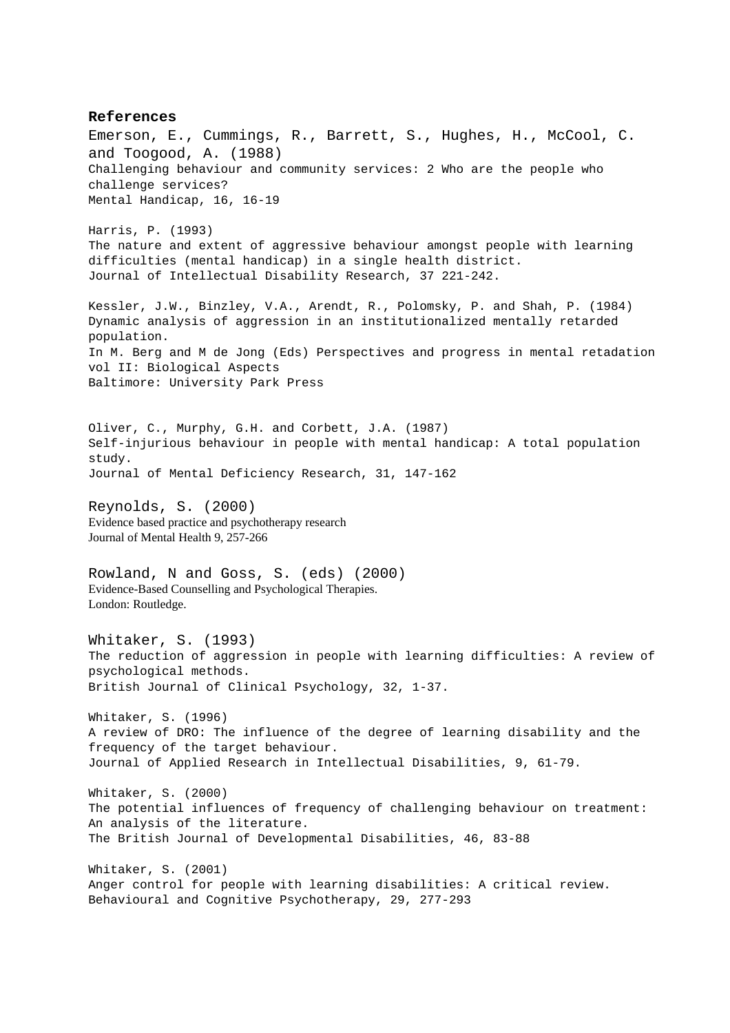## References

Emerson, E., Cummings, R., Barrett, S., Hughes, H., McCool, C. and Toogood, A. (1988)
Challenging behaviour and community services: 2 Who are the people who challenge services?
Mental Handicap, 16, 16-19

Harris, P. (1993)
The nature and extent of aggressive behaviour amongst people with learning difficulties (mental handicap) in a single health district.
Journal of Intellectual Disability Research, 37 221-242.

Kessler, J.W., Binzley, V.A., Arendt, R., Polomsky, P. and Shah, P. (1984)
Dynamic analysis of aggression in an institutionalized mentally retarded population.
In M. Berg and M de Jong (Eds) Perspectives and progress in mental retadation vol II: Biological Aspects
Baltimore: University Park Press

Oliver, C., Murphy, G.H. and Corbett, J.A. (1987)
Self-injurious behaviour in people with mental handicap: A total population study.
Journal of Mental Deficiency Research, 31, 147-162

Reynolds, S. (2000)
Evidence based practice and psychotherapy research
Journal of Mental Health 9, 257-266

Rowland, N and Goss, S. (eds) (2000)
Evidence-Based Counselling and Psychological Therapies.
London: Routledge.

Whitaker, S. (1993)
The reduction of aggression in people with learning difficulties: A review of psychological methods.
British Journal of Clinical Psychology, 32, 1-37.

Whitaker, S. (1996)
A review of DRO: The influence of the degree of learning disability and the frequency of the target behaviour.
Journal of Applied Research in Intellectual Disabilities, 9, 61-79.

Whitaker, S. (2000)
The potential influences of frequency of challenging behaviour on treatment: An analysis of the literature.
The British Journal of Developmental Disabilities, 46, 83-88

Whitaker, S. (2001)
Anger control for people with learning disabilities: A critical review.
Behavioural and Cognitive Psychotherapy, 29, 277-293